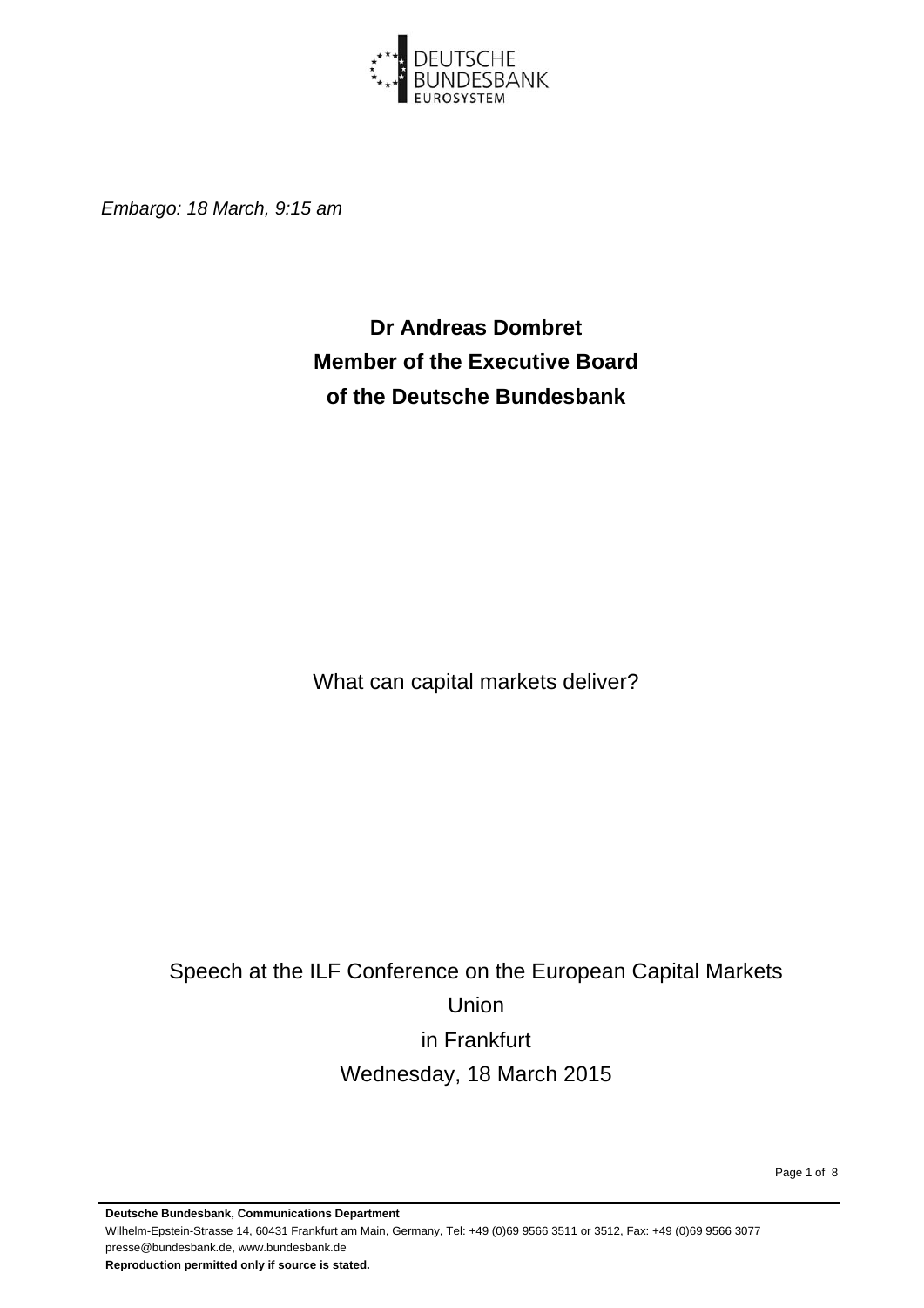*Embargo: 18 March, 9:15 am*

**Dr Andreas Dombret**
**Member of the Executive Board**
**of the Deutsche Bundesbank**

# What can capital markets deliver?

Speech at the ILF Conference on the European Capital Markets Union
in Frankfurt
Wednesday, 18 March 2015

**Deutsche Bundesbank, Communications Department**
Wilhelm-Epstein-Strasse 14, 60431 Frankfurt am Main, Germany, Tel: +49 (0)69 9566 3511 or 3512, Fax: +49 (0)69 9566 3077
presse@bundesbank.de, www.bundesbank.de
**Reproduction permitted only if source is stated.**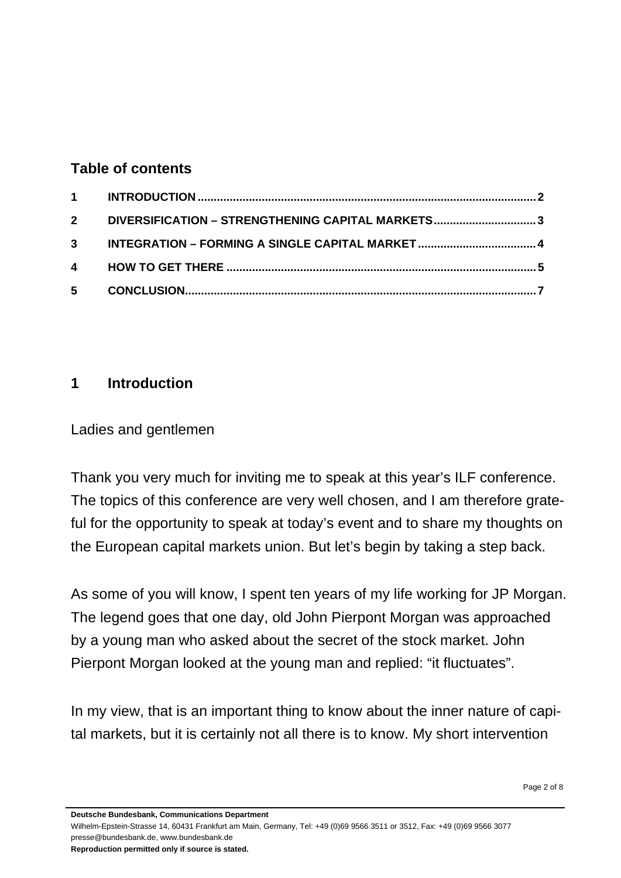## Table of contents

1 INTRODUCTION ........................................................................................................ 2

2 DIVERSIFICATION – STRENGTHENING CAPITAL MARKETS ................................ 3

3 INTEGRATION – FORMING A SINGLE CAPITAL MARKET ..................................... 4

4 HOW TO GET THERE ................................................................................................ 5

5 CONCLUSION............................................................................................................. 7

## 1 Introduction

Ladies and gentlemen

Thank you very much for inviting me to speak at this year's ILF conference. The topics of this conference are very well chosen, and I am therefore grateful for the opportunity to speak at today's event and to share my thoughts on the European capital markets union. But let's begin by taking a step back.

As some of you will know, I spent ten years of my life working for JP Morgan. The legend goes that one day, old John Pierpont Morgan was approached by a young man who asked about the secret of the stock market. John Pierpont Morgan looked at the young man and replied: "it fluctuates".

In my view, that is an important thing to know about the inner nature of capital markets, but it is certainly not all there is to know. My short intervention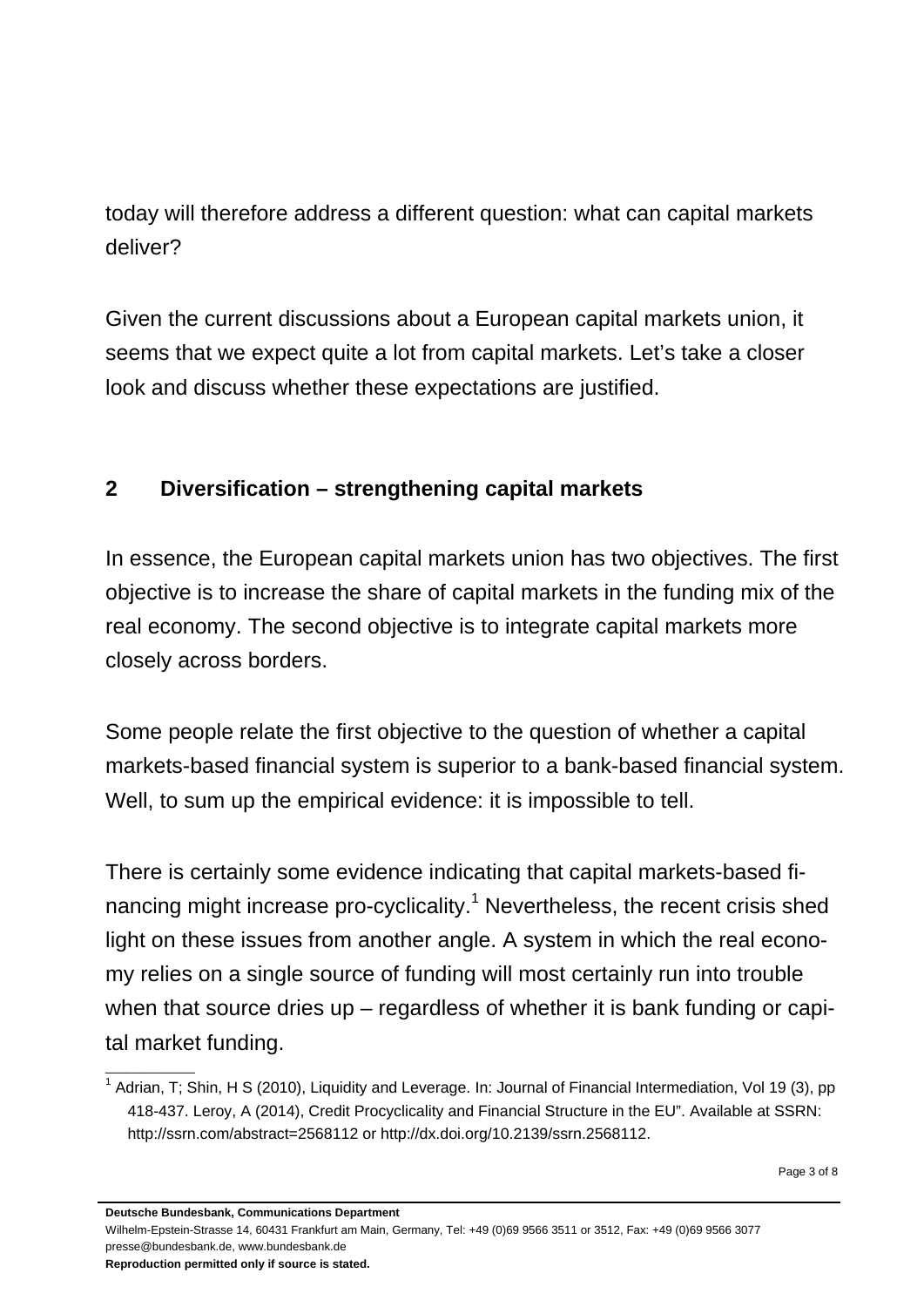today will therefore address a different question: what can capital markets deliver?

Given the current discussions about a European capital markets union, it seems that we expect quite a lot from capital markets. Let's take a closer look and discuss whether these expectations are justified.

## 2 Diversification – strengthening capital markets

In essence, the European capital markets union has two objectives. The first objective is to increase the share of capital markets in the funding mix of the real economy. The second objective is to integrate capital markets more closely across borders.

Some people relate the first objective to the question of whether a capital markets-based financial system is superior to a bank-based financial system. Well, to sum up the empirical evidence: it is impossible to tell.

There is certainly some evidence indicating that capital markets-based financing might increase pro-cyclicality.[1] Nevertheless, the recent crisis shed light on these issues from another angle. A system in which the real economy relies on a single source of funding will most certainly run into trouble when that source dries up – regardless of whether it is bank funding or capital market funding.

---

[1] Adrian, T; Shin, H S (2010), Liquidity and Leverage. In: Journal of Financial Intermediation, Vol 19 (3), pp 418-437. Leroy, A (2014), Credit Procyclicality and Financial Structure in the EU". Available at SSRN: http://ssrn.com/abstract=2568112 or http://dx.doi.org/10.2139/ssrn.2568112.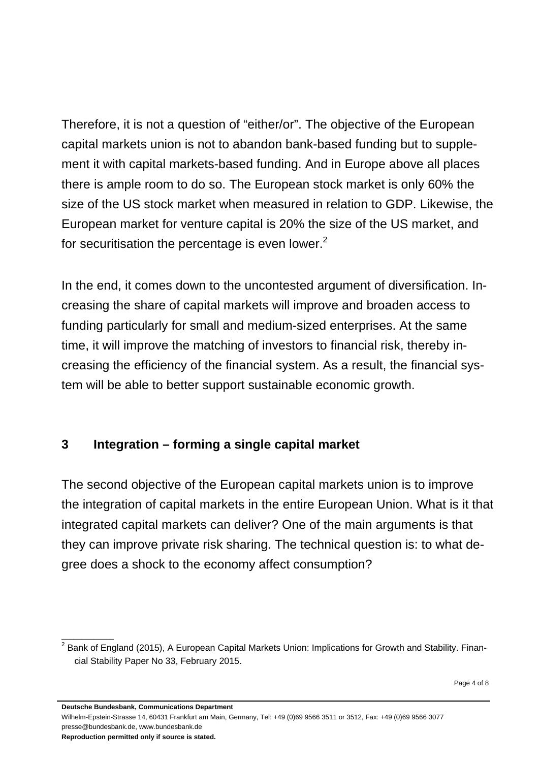Therefore, it is not a question of "either/or". The objective of the European capital markets union is not to abandon bank-based funding but to supplement it with capital markets-based funding. And in Europe above all places there is ample room to do so. The European stock market is only 60% the size of the US stock market when measured in relation to GDP. Likewise, the European market for venture capital is 20% the size of the US market, and for securitisation the percentage is even lower.[2]

In the end, it comes down to the uncontested argument of diversification. Increasing the share of capital markets will improve and broaden access to funding particularly for small and medium-sized enterprises. At the same time, it will improve the matching of investors to financial risk, thereby increasing the efficiency of the financial system. As a result, the financial system will be able to better support sustainable economic growth.

## 3 Integration – forming a single capital market

The second objective of the European capital markets union is to improve the integration of capital markets in the entire European Union. What is it that integrated capital markets can deliver? One of the main arguments is that they can improve private risk sharing. The technical question is: to what degree does a shock to the economy affect consumption?

---

[2] Bank of England (2015), A European Capital Markets Union: Implications for Growth and Stability. Financial Stability Paper No 33, February 2015.

**Deutsche Bundesbank, Communications Department**
Wilhelm-Epstein-Strasse 14, 60431 Frankfurt am Main, Germany, Tel: +49 (0)69 9566 3511 or 3512, Fax: +49 (0)69 9566 3077
presse@bundesbank.de, www.bundesbank.de
**Reproduction permitted only if source is stated.**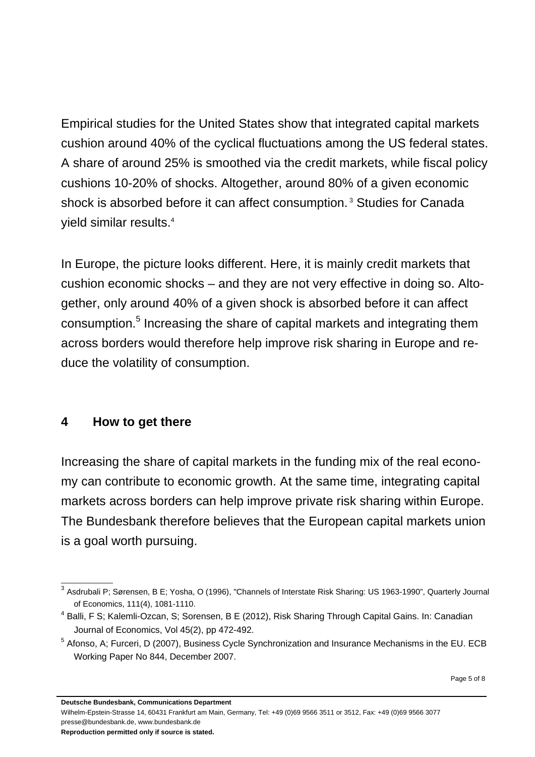Empirical studies for the United States show that integrated capital markets cushion around 40% of the cyclical fluctuations among the US federal states. A share of around 25% is smoothed via the credit markets, while fiscal policy cushions 10-20% of shocks. Altogether, around 80% of a given economic shock is absorbed before it can affect consumption.[3] Studies for Canada yield similar results.[4]

In Europe, the picture looks different. Here, it is mainly credit markets that cushion economic shocks – and they are not very effective in doing so. Altogether, only around 40% of a given shock is absorbed before it can affect consumption.[5] Increasing the share of capital markets and integrating them across borders would therefore help improve risk sharing in Europe and reduce the volatility of consumption.

## 4 How to get there

Increasing the share of capital markets in the funding mix of the real economy can contribute to economic growth. At the same time, integrating capital markets across borders can help improve private risk sharing within Europe. The Bundesbank therefore believes that the European capital markets union is a goal worth pursuing.

---

[3] Asdrubali P; Sørensen, B E; Yosha, O (1996), "Channels of Interstate Risk Sharing: US 1963-1990", Quarterly Journal of Economics, 111(4), 1081-1110.

[4] Balli, F S; Kalemli-Ozcan, S; Sorensen, B E (2012), Risk Sharing Through Capital Gains. In: Canadian Journal of Economics, Vol 45(2), pp 472-492.

[5] Afonso, A; Furceri, D (2007), Business Cycle Synchronization and Insurance Mechanisms in the EU. ECB Working Paper No 844, December 2007.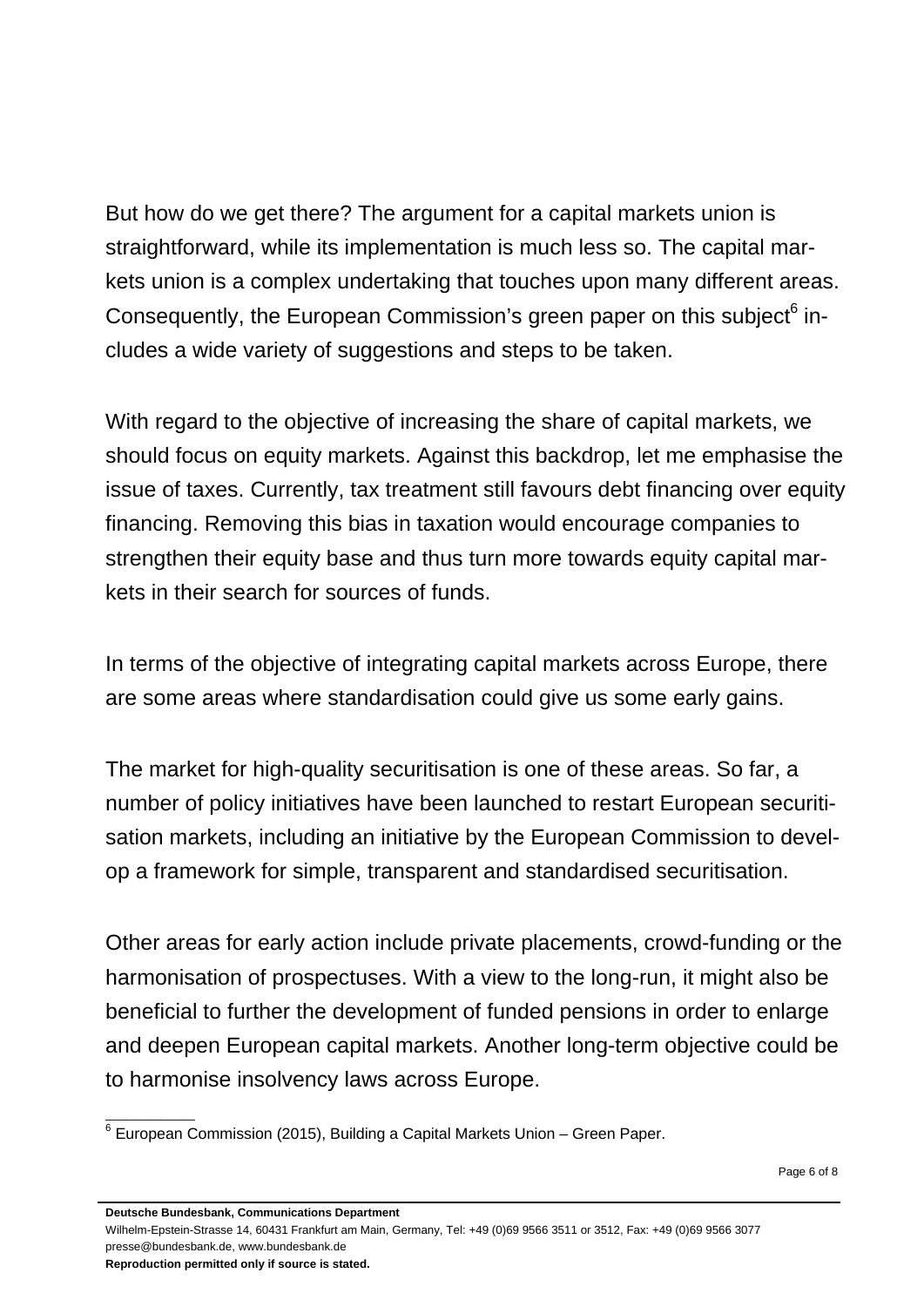But how do we get there? The argument for a capital markets union is straightforward, while its implementation is much less so. The capital markets union is a complex undertaking that touches upon many different areas. Consequently, the European Commission's green paper on this subject[6] includes a wide variety of suggestions and steps to be taken.

With regard to the objective of increasing the share of capital markets, we should focus on equity markets. Against this backdrop, let me emphasise the issue of taxes. Currently, tax treatment still favours debt financing over equity financing. Removing this bias in taxation would encourage companies to strengthen their equity base and thus turn more towards equity capital markets in their search for sources of funds.

In terms of the objective of integrating capital markets across Europe, there are some areas where standardisation could give us some early gains.

The market for high-quality securitisation is one of these areas. So far, a number of policy initiatives have been launched to restart European securitisation markets, including an initiative by the European Commission to develop a framework for simple, transparent and standardised securitisation.

Other areas for early action include private placements, crowd-funding or the harmonisation of prospectuses. With a view to the long-run, it might also be beneficial to further the development of funded pensions in order to enlarge and deepen European capital markets. Another long-term objective could be to harmonise insolvency laws across Europe.

[6] European Commission (2015), Building a Capital Markets Union – Green Paper.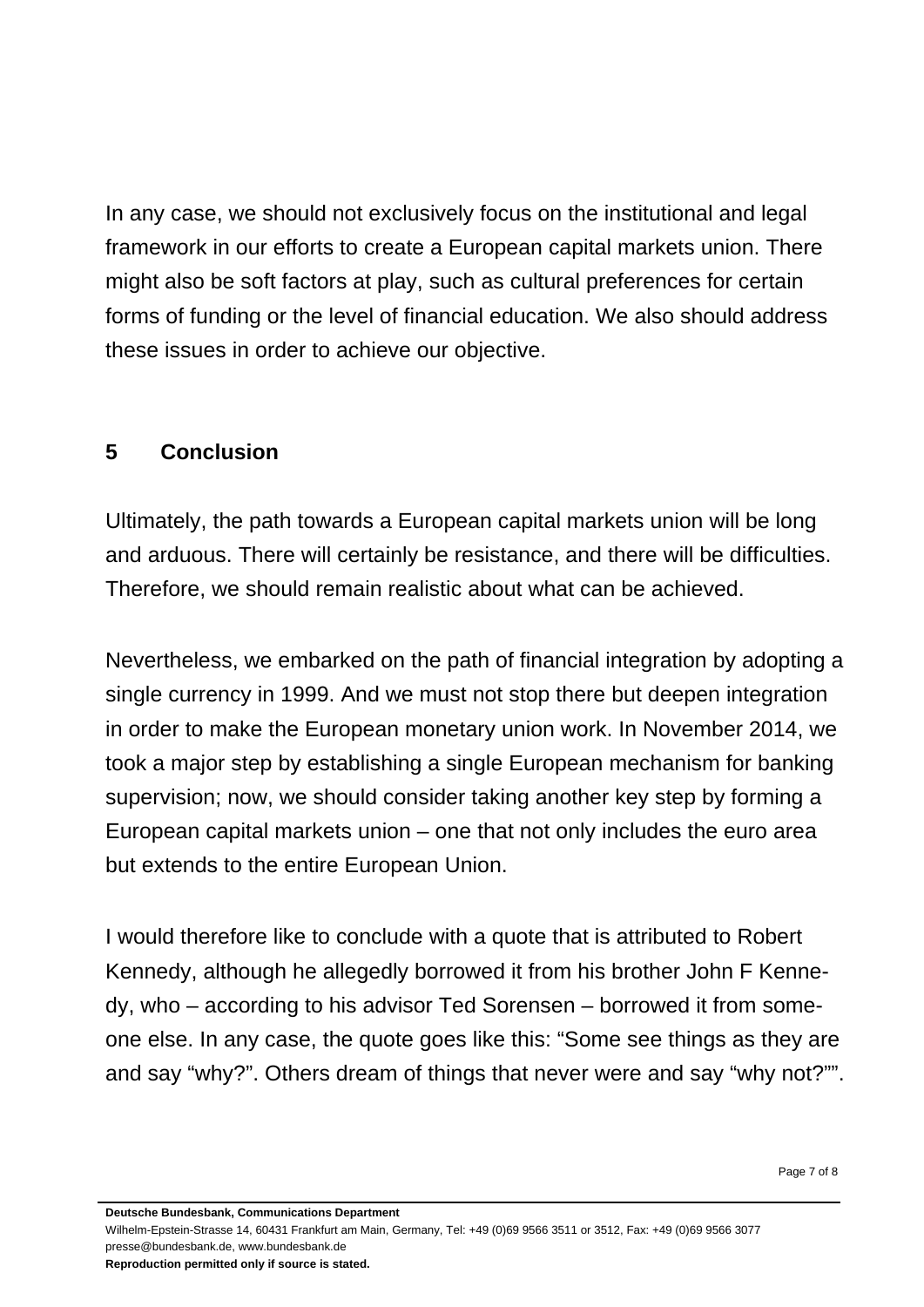In any case, we should not exclusively focus on the institutional and legal framework in our efforts to create a European capital markets union. There might also be soft factors at play, such as cultural preferences for certain forms of funding or the level of financial education. We also should address these issues in order to achieve our objective.

## 5 Conclusion

Ultimately, the path towards a European capital markets union will be long and arduous. There will certainly be resistance, and there will be difficulties. Therefore, we should remain realistic about what can be achieved.

Nevertheless, we embarked on the path of financial integration by adopting a single currency in 1999. And we must not stop there but deepen integration in order to make the European monetary union work. In November 2014, we took a major step by establishing a single European mechanism for banking supervision; now, we should consider taking another key step by forming a European capital markets union – one that not only includes the euro area but extends to the entire European Union.

I would therefore like to conclude with a quote that is attributed to Robert Kennedy, although he allegedly borrowed it from his brother John F Kennedy, who – according to his advisor Ted Sorensen – borrowed it from someone else. In any case, the quote goes like this: “Some see things as they are and say “why?”. Others dream of things that never were and say “why not?””.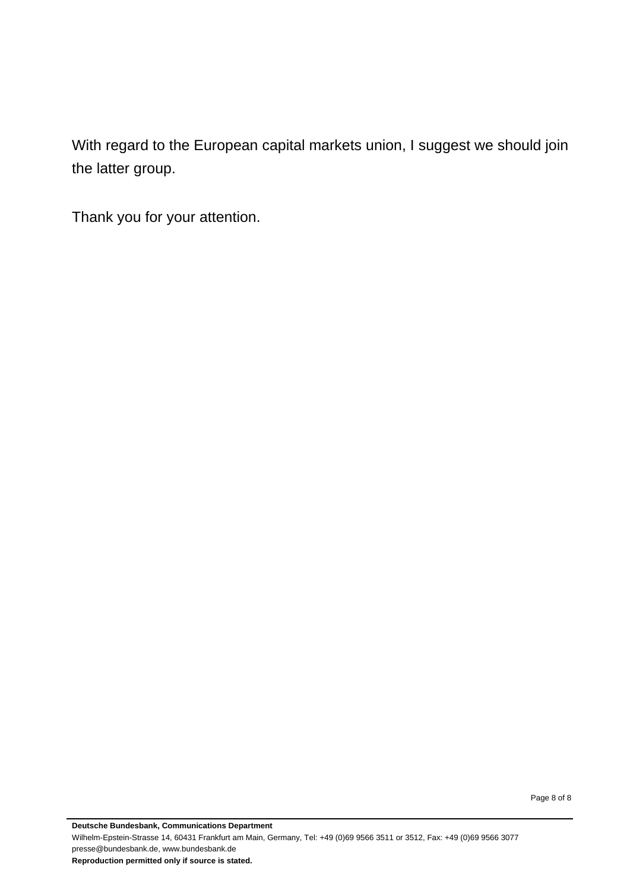With regard to the European capital markets union, I suggest we should join the latter group.

Thank you for your attention.